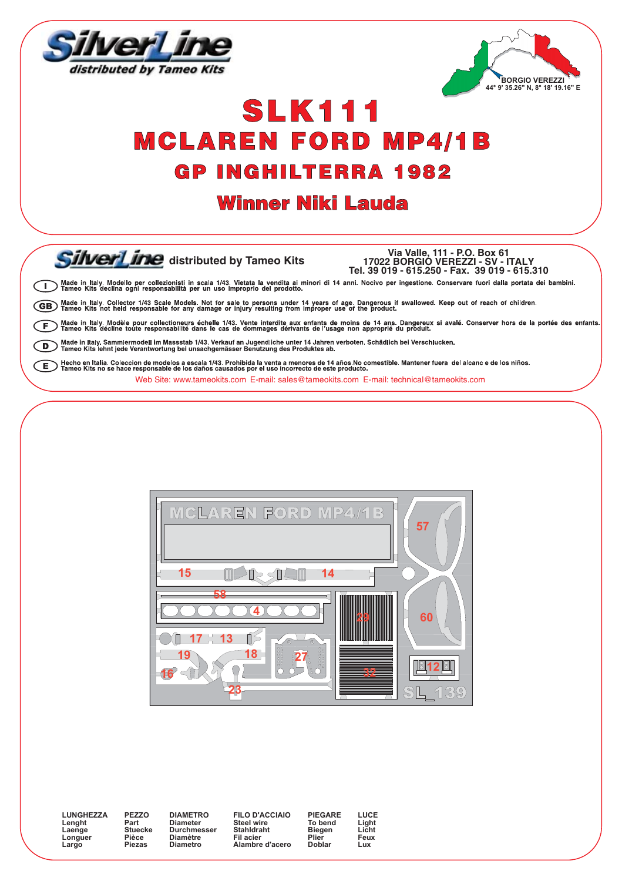# SilverLine

*distributed by Tameo Kits*

BORGIO VEREZZI
44° 9' 35.26" N, 8° 18' 19.16" E

# SLK111

## MCLAREN FORD MP4/1B

### GP INGHILTERRA 1982

### Winner Niki Lauda

---

**SilverLine** distributed by Tameo Kits

Via Valle, 111 - P.O. Box 61
17022 BORGIO VEREZZI - SV - ITALY
Tel. 39 019 - 615.250 - Fax. 39 019 - 615.310

**I** Made in Italy. Modello per collezionisti in scala 1/43. Vietata la vendita ai minori di 14 anni. Nocivo per ingestione. Conservare fuori dalla portata dei bambini. Tameo Kits declina ogni responsabilità per un uso improprio del prodotto.

**GB** Made in Italy. Collector 1/43 Scale Models. Not for sale to persons under 14 years of age. Dangerous if swallowed. Keep out of reach of children. Tameo Kits not held responsable for any damage or injury resulting from improper use of the product.

**F** Made in Italy. Modèle pour collectioneurs échelle 1/43. Vente interdite aux enfants de moins de 14 ans. Dangereux si avalé. Conserver hors de la portée des enfants. Tameo Kits décline toute responsabilité dans le cas de dommages dérivants de l'usage non approprié du produit.

**D** Made in Italy. Sammlermodell im Massstab 1/43. Verkauf an Jugendliche unter 14 Jahren verboten. Schädlich bei Verschlucken. Tameo Kits lehnt jede Verantwortung bei unsachgemässer Benutzung des Produktes ab.

**E** Hecho en Italia. Coleccion de modelos a escala 1/43. Prohibida la venta a menores de 14 años.No comestible. Mantener fuera del alcanc e de los niños. Tameo Kits no se hace responsable de los daños causados por el uso incorrecto de este producto.

Web Site: www.tameokits.com E-mail: sales@tameokits.com E-mail: technical@tameokits.com

---

MCLAREN FORD MP4/1B

15 14 58 4 17 13 19 18 16 27 23 29 22 57 60 12

SL_139

| LUNGHEZZA | PEZZO | DIAMETRO | FILO D'ACCIAIO | PIEGARE | LUCE |
|---|---|---|---|---|---|
| Lenght | Part | Diameter | Steel wire | To bend | Light |
| Laenge | Stuecke | Durchmesser | Stahldraht | Biegen | Licht |
| Longuer | Pièce | Diamètre | Fil acier | Plier | Feux |
| Largo | Piezas | Diametro | Alambre d'acero | Doblar | Lux |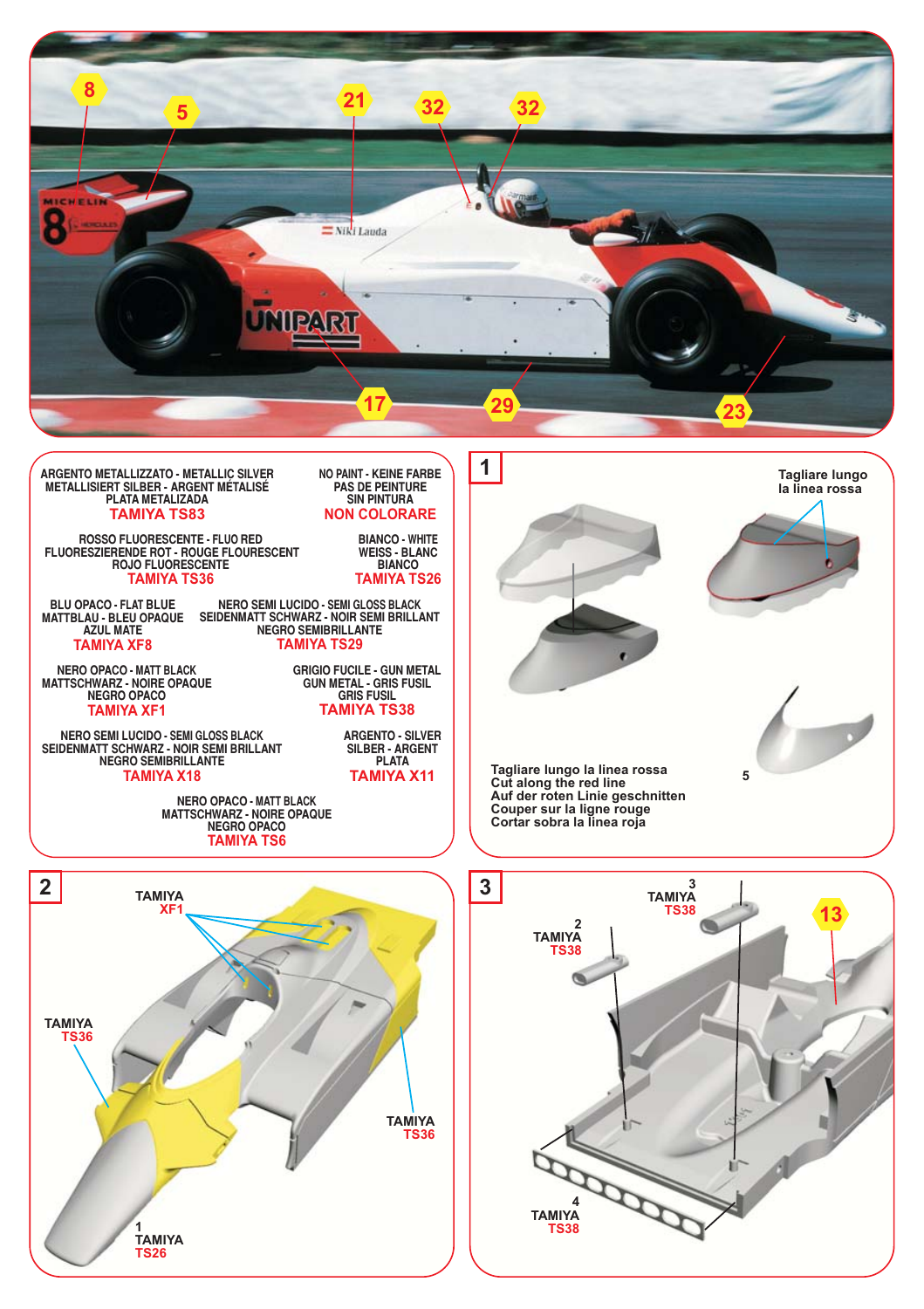8 5 21 32 32

17 29 23

ARGENTO METALLIZZATO - METALLIC SILVER
METALLISIERT SILBER - ARGENT MÉTALISÉ
PLATA METALIZADA
TAMIYA TS83

NO PAINT - KEINE FARBE
PAS DE PEINTURE
SIN PINTURA
NON COLORARE

ROSSO FLUORESCENTE - FLUO RED
FLUORESZIERENDE ROT - ROUGE FLOURESCENT
ROJO FLUORESCENTE
TAMIYA TS36

BIANCO - WHITE
WEISS - BLANC
BIANCO
TAMIYA TS26

BLU OPACO - FLAT BLUE
MATTBLAU - BLEU OPAQUE
AZUL MATE
TAMIYA XF8

NERO SEMI LUCIDO - SEMI GLOSS BLACK
SEIDENMATT SCHWARZ - NOIR SEMI BRILLANT
NEGRO SEMIBRILLANTE
TAMIYA TS29

NERO OPACO - MATT BLACK
MATTSCHWARZ - NOIRE OPAQUE
NEGRO OPACO
TAMIYA XF1

GRIGIO FUCILE - GUN METAL
GUN METAL - GRIS FUSIL
GRIS FUSIL
TAMIYA TS38

NERO SEMI LUCIDO - SEMI GLOSS BLACK
SEIDENMATT SCHWARZ - NOIR SEMI BRILLANT
NEGRO SEMIBRILLANTE
TAMIYA X18

ARGENTO - SILVER
SILBER - ARGENT
PLATA
TAMIYA X11

NERO OPACO - MATT BLACK
MATTSCHWARZ - NOIRE OPAQUE
NEGRO OPACO
TAMIYA TS6

## 1

Tagliare lungo la linea rossa

5

Tagliare lungo la linea rossa
Cut along the red line
Auf der roten Linie geschnitten
Couper sur la ligne rouge
Cortar sobra la linea roja

## 2

TAMIYA XF1

TAMIYA TS36

TAMIYA TS36

1 TAMIYA TS26

## 3

3 TAMIYA TS38

2 TAMIYA TS38

13

4 TAMIYA TS38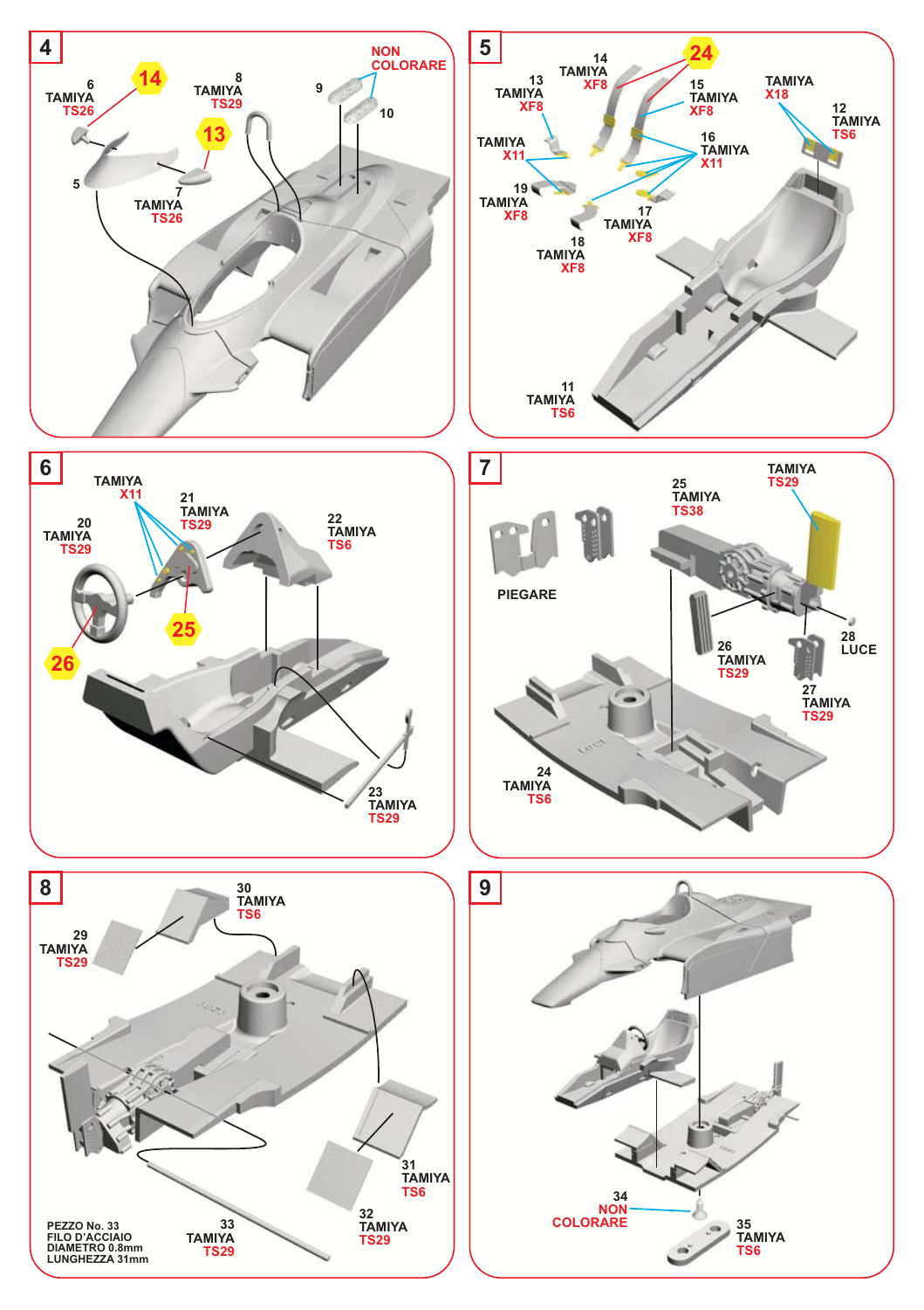## 4

6
TAMIYA
TS26

14

8
TAMIYA
TS29

9

NON COLORARE

10

13

5

7
TAMIYA
TS26

## 5

14
TAMIYA
XF8

24

13
TAMIYA
XF8

15
TAMIYA
XF8

TAMIYA
X18

12
TAMIYA
TS6

TAMIYA
X11

16
TAMIYA
X11

19
TAMIYA
XF8

17
TAMIYA
XF8

18
TAMIYA
XF8

11
TAMIYA
TS6

## 6

TAMIYA
X11

21
TAMIYA
TS29

20
TAMIYA
TS29

22
TAMIYA
TS6

25

26

23
TAMIYA
TS29

## 7

25
TAMIYA
TS38

TAMIYA
TS29

PIEGARE

28
LUCE

26
TAMIYA
TS29

27
TAMIYA
TS29

24
TAMIYA
TS6

## 8

30
TAMIYA
TS6

29
TAMIYA
TS29

31
TAMIYA
TS6

32
TAMIYA
TS29

33
TAMIYA
TS29

PEZZO No. 33
FILO D'ACCIAIO
DIAMETRO 0.8mm
LUNGHEZZA 31mm

## 9

34
NON
COLORARE

35
TAMIYA
TS6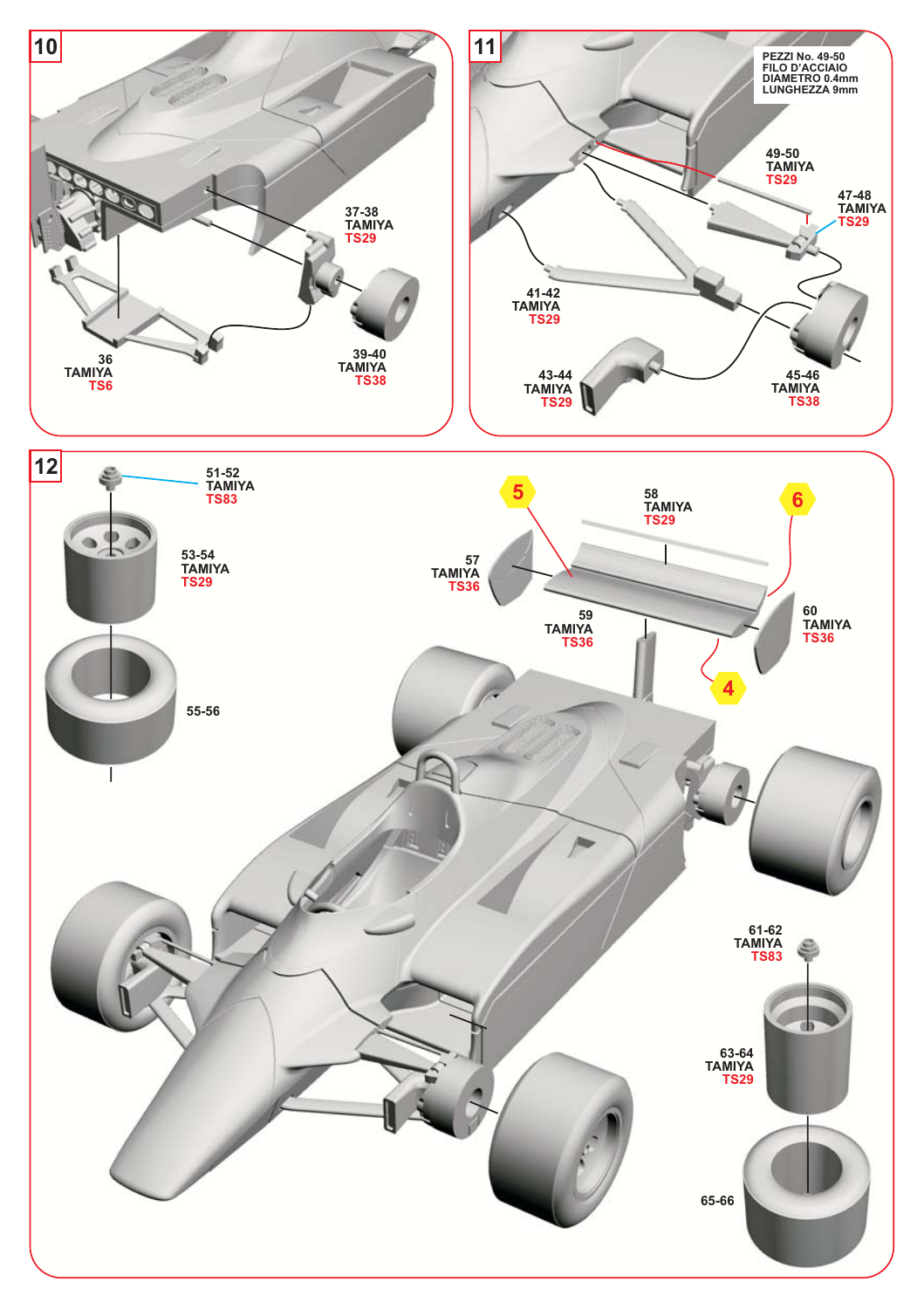## 10

37-38
TAMIYA
TS29

36
TAMIYA
TS6

39-40
TAMIYA
TS38

## 11

PEZZI No. 49-50
FILO D'ACCIAIO
DIAMETRO 0.4mm
LUNGHEZZA 9mm

49-50
TAMIYA
TS29

47-48
TAMIYA
TS29

41-42
TAMIYA
TS29

43-44
TAMIYA
TS29

45-46
TAMIYA
TS38

## 12

51-52
TAMIYA
TS83

53-54
TAMIYA
TS29

55-56

5

58
TAMIYA
TS29

6

57
TAMIYA
TS36

59
TAMIYA
TS36

60
TAMIYA
TS36

4

61-62
TAMIYA
TS83

63-64
TAMIYA
TS29

65-66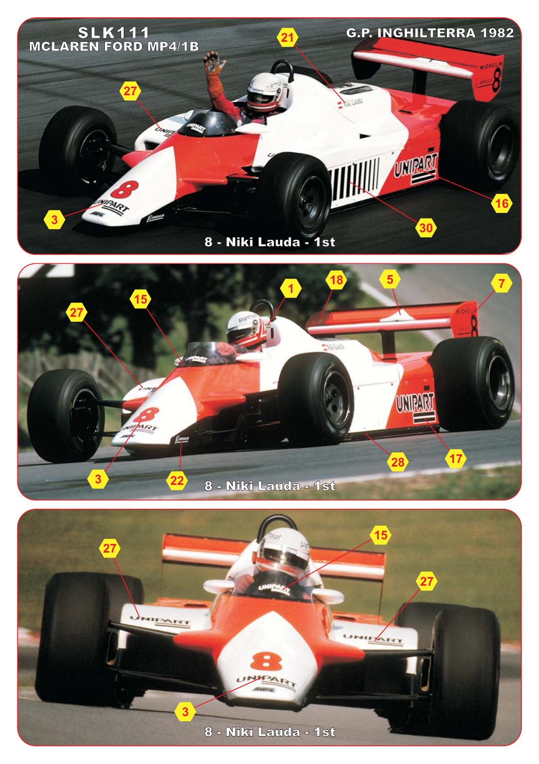SLK111

MCLAREN FORD MP4/1B

G.P. INGHILTERRA 1982

8 - Niki Lauda - 1st

8 - Niki Lauda - 1st

8 - Niki Lauda - 1st